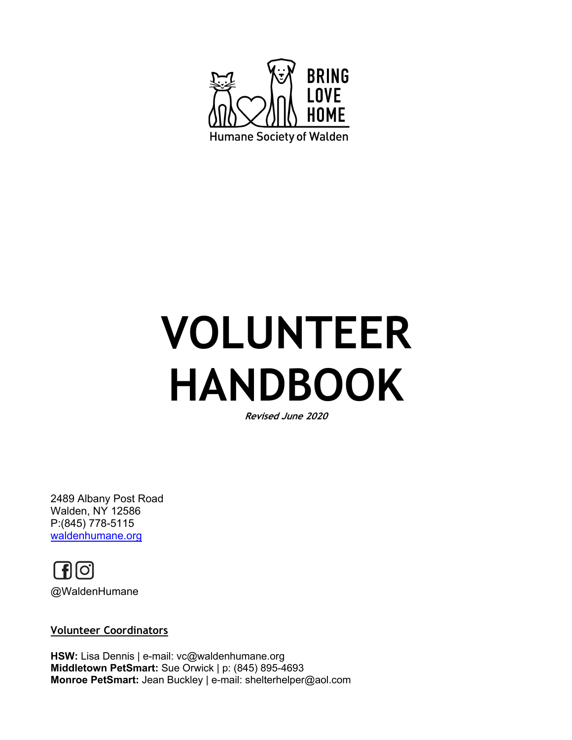BRING LOVE HOME

Humane Society of Walden

# VOLUNTEER HANDBOOK

***Revised June 2020***

2489 Albany Post Road
Walden, NY 12586
P:(845) 778-5115
[waldenhumane.org](http://waldenhumane.org)

@WaldenHumane

**Volunteer Coordinators**

**HSW:** Lisa Dennis | e-mail: vc@waldenhumane.org
**Middletown PetSmart:** Sue Orwick | p: (845) 895-4693
**Monroe PetSmart:** Jean Buckley | e-mail: shelterhelper@aol.com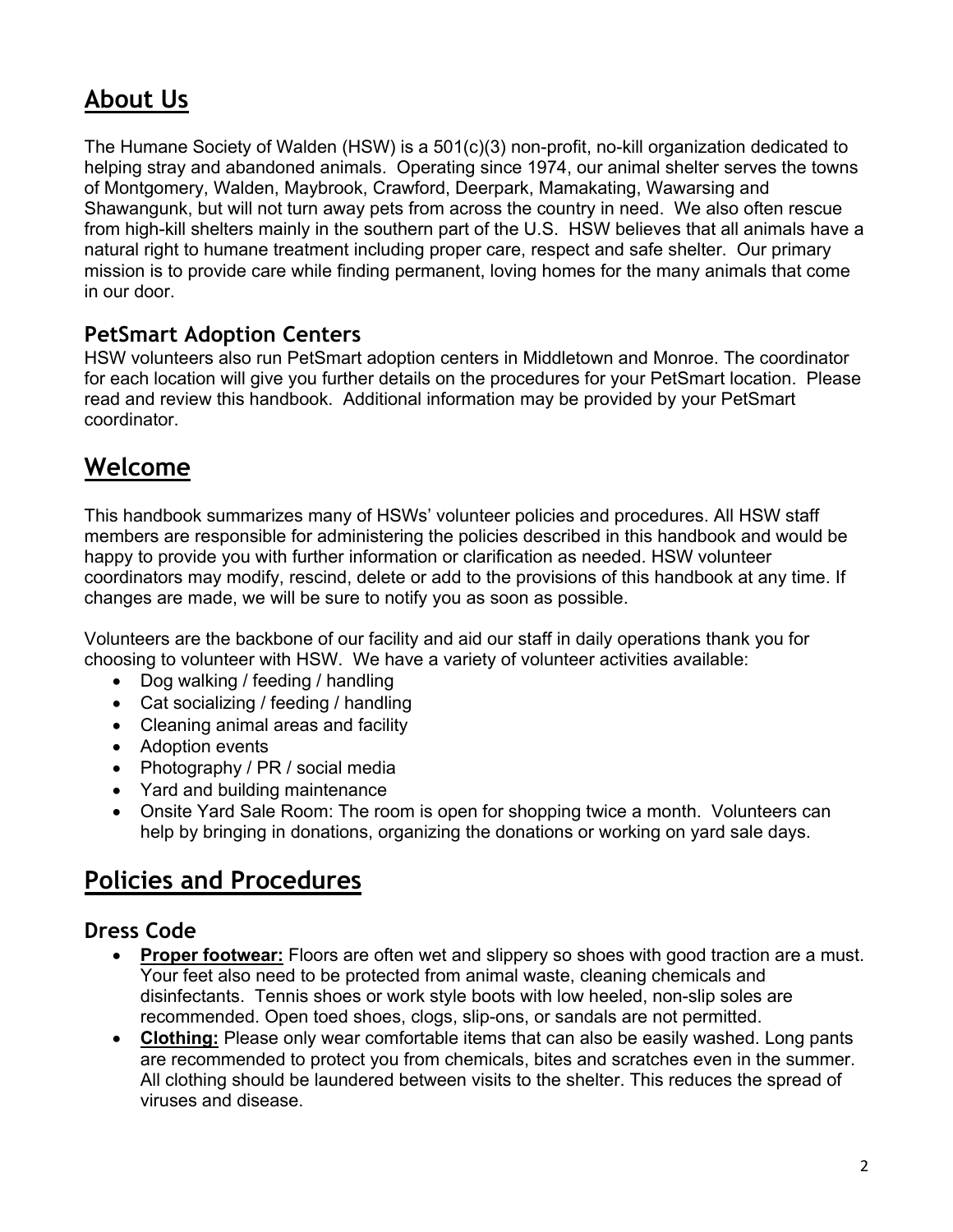## About Us

The Humane Society of Walden (HSW) is a 501(c)(3) non-profit, no-kill organization dedicated to helping stray and abandoned animals. Operating since 1974, our animal shelter serves the towns of Montgomery, Walden, Maybrook, Crawford, Deerpark, Mamakating, Wawarsing and Shawangunk, but will not turn away pets from across the country in need. We also often rescue from high-kill shelters mainly in the southern part of the U.S. HSW believes that all animals have a natural right to humane treatment including proper care, respect and safe shelter. Our primary mission is to provide care while finding permanent, loving homes for the many animals that come in our door.

### PetSmart Adoption Centers

HSW volunteers also run PetSmart adoption centers in Middletown and Monroe. The coordinator for each location will give you further details on the procedures for your PetSmart location. Please read and review this handbook. Additional information may be provided by your PetSmart coordinator.

## Welcome

This handbook summarizes many of HSWs' volunteer policies and procedures. All HSW staff members are responsible for administering the policies described in this handbook and would be happy to provide you with further information or clarification as needed. HSW volunteer coordinators may modify, rescind, delete or add to the provisions of this handbook at any time. If changes are made, we will be sure to notify you as soon as possible.

Volunteers are the backbone of our facility and aid our staff in daily operations thank you for choosing to volunteer with HSW. We have a variety of volunteer activities available:

- Dog walking / feeding / handling
- Cat socializing / feeding / handling
- Cleaning animal areas and facility
- Adoption events
- Photography / PR / social media
- Yard and building maintenance
- Onsite Yard Sale Room: The room is open for shopping twice a month. Volunteers can help by bringing in donations, organizing the donations or working on yard sale days.

## Policies and Procedures

### Dress Code

- **Proper footwear:** Floors are often wet and slippery so shoes with good traction are a must. Your feet also need to be protected from animal waste, cleaning chemicals and disinfectants. Tennis shoes or work style boots with low heeled, non-slip soles are recommended. Open toed shoes, clogs, slip-ons, or sandals are not permitted.
- **Clothing:** Please only wear comfortable items that can also be easily washed. Long pants are recommended to protect you from chemicals, bites and scratches even in the summer. All clothing should be laundered between visits to the shelter. This reduces the spread of viruses and disease.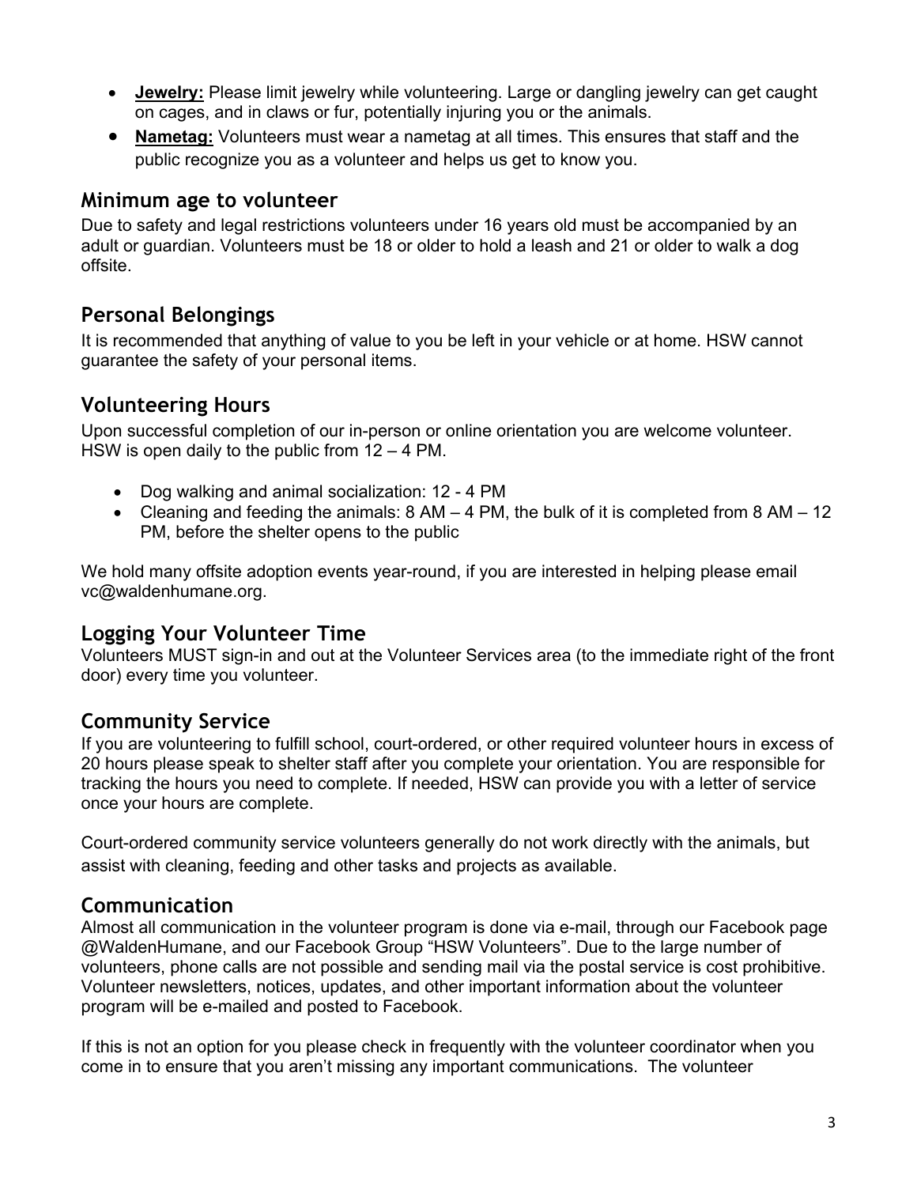- **Jewelry:** Please limit jewelry while volunteering. Large or dangling jewelry can get caught on cages, and in claws or fur, potentially injuring you or the animals.
- **Nametag:** Volunteers must wear a nametag at all times. This ensures that staff and the public recognize you as a volunteer and helps us get to know you.

## Minimum age to volunteer

Due to safety and legal restrictions volunteers under 16 years old must be accompanied by an adult or guardian. Volunteers must be 18 or older to hold a leash and 21 or older to walk a dog offsite.

## Personal Belongings

It is recommended that anything of value to you be left in your vehicle or at home. HSW cannot guarantee the safety of your personal items.

## Volunteering Hours

Upon successful completion of our in-person or online orientation you are welcome volunteer. HSW is open daily to the public from 12 – 4 PM.

- Dog walking and animal socialization: 12 - 4 PM
- Cleaning and feeding the animals: 8 AM – 4 PM, the bulk of it is completed from 8 AM – 12 PM, before the shelter opens to the public

We hold many offsite adoption events year-round, if you are interested in helping please email vc@waldenhumane.org.

## Logging Your Volunteer Time

Volunteers MUST sign-in and out at the Volunteer Services area (to the immediate right of the front door) every time you volunteer.

## Community Service

If you are volunteering to fulfill school, court-ordered, or other required volunteer hours in excess of 20 hours please speak to shelter staff after you complete your orientation. You are responsible for tracking the hours you need to complete. If needed, HSW can provide you with a letter of service once your hours are complete.

Court-ordered community service volunteers generally do not work directly with the animals, but assist with cleaning, feeding and other tasks and projects as available.

## Communication

Almost all communication in the volunteer program is done via e-mail, through our Facebook page @WaldenHumane, and our Facebook Group "HSW Volunteers". Due to the large number of volunteers, phone calls are not possible and sending mail via the postal service is cost prohibitive. Volunteer newsletters, notices, updates, and other important information about the volunteer program will be e-mailed and posted to Facebook.

If this is not an option for you please check in frequently with the volunteer coordinator when you come in to ensure that you aren't missing any important communications. The volunteer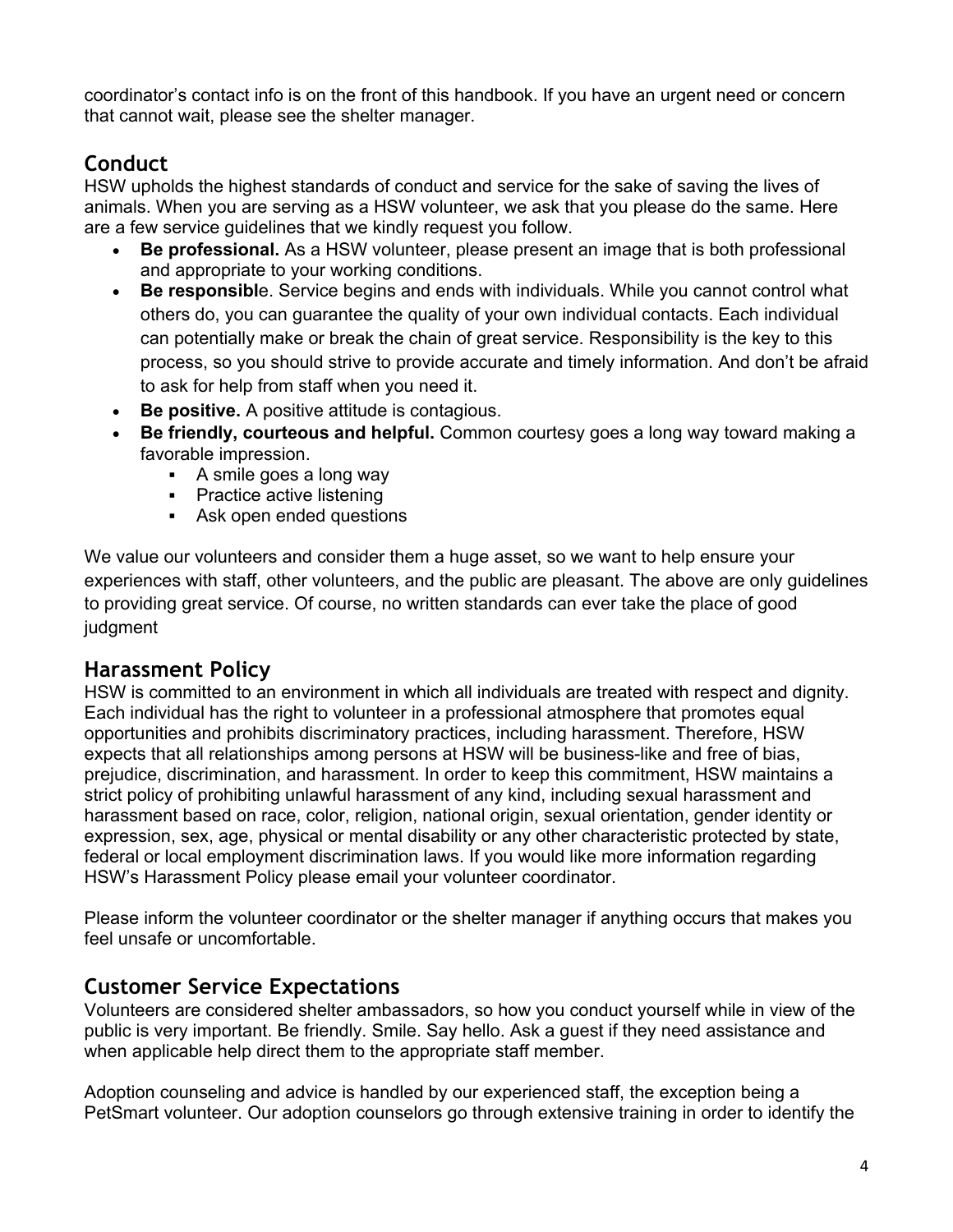coordinator's contact info is on the front of this handbook. If you have an urgent need or concern that cannot wait, please see the shelter manager.

## Conduct

HSW upholds the highest standards of conduct and service for the sake of saving the lives of animals. When you are serving as a HSW volunteer, we ask that you please do the same. Here are a few service guidelines that we kindly request you follow.

- **Be professional.** As a HSW volunteer, please present an image that is both professional and appropriate to your working conditions.
- **Be responsibl**e. Service begins and ends with individuals. While you cannot control what others do, you can guarantee the quality of your own individual contacts. Each individual can potentially make or break the chain of great service. Responsibility is the key to this process, so you should strive to provide accurate and timely information. And don't be afraid to ask for help from staff when you need it.
- **Be positive.** A positive attitude is contagious.
- **Be friendly, courteous and helpful.** Common courtesy goes a long way toward making a favorable impression.
  - A smile goes a long way
  - Practice active listening
  - Ask open ended questions

We value our volunteers and consider them a huge asset, so we want to help ensure your experiences with staff, other volunteers, and the public are pleasant. The above are only guidelines to providing great service. Of course, no written standards can ever take the place of good judgment

## Harassment Policy

HSW is committed to an environment in which all individuals are treated with respect and dignity. Each individual has the right to volunteer in a professional atmosphere that promotes equal opportunities and prohibits discriminatory practices, including harassment. Therefore, HSW expects that all relationships among persons at HSW will be business-like and free of bias, prejudice, discrimination, and harassment. In order to keep this commitment, HSW maintains a strict policy of prohibiting unlawful harassment of any kind, including sexual harassment and harassment based on race, color, religion, national origin, sexual orientation, gender identity or expression, sex, age, physical or mental disability or any other characteristic protected by state, federal or local employment discrimination laws. If you would like more information regarding HSW's Harassment Policy please email your volunteer coordinator.

Please inform the volunteer coordinator or the shelter manager if anything occurs that makes you feel unsafe or uncomfortable.

## Customer Service Expectations

Volunteers are considered shelter ambassadors, so how you conduct yourself while in view of the public is very important. Be friendly. Smile. Say hello. Ask a guest if they need assistance and when applicable help direct them to the appropriate staff member.

Adoption counseling and advice is handled by our experienced staff, the exception being a PetSmart volunteer. Our adoption counselors go through extensive training in order to identify the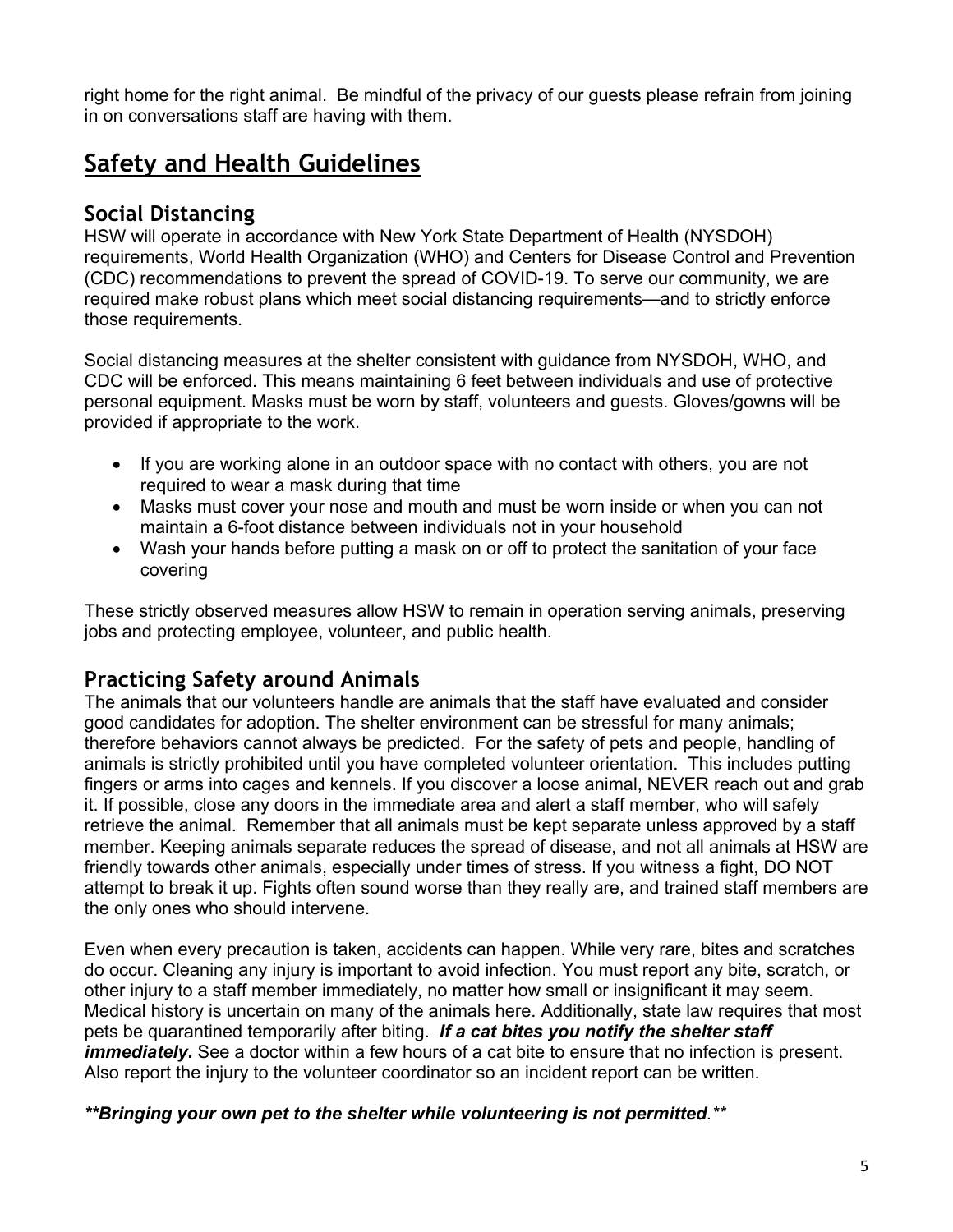right home for the right animal.  Be mindful of the privacy of our guests please refrain from joining in on conversations staff are having with them.

# Safety and Health Guidelines

## Social Distancing

HSW will operate in accordance with New York State Department of Health (NYSDOH) requirements, World Health Organization (WHO) and Centers for Disease Control and Prevention (CDC) recommendations to prevent the spread of COVID-19. To serve our community, we are required make robust plans which meet social distancing requirements—and to strictly enforce those requirements.

Social distancing measures at the shelter consistent with guidance from NYSDOH, WHO, and CDC will be enforced. This means maintaining 6 feet between individuals and use of protective personal equipment. Masks must be worn by staff, volunteers and guests. Gloves/gowns will be provided if appropriate to the work.

- If you are working alone in an outdoor space with no contact with others, you are not required to wear a mask during that time
- Masks must cover your nose and mouth and must be worn inside or when you can not maintain a 6-foot distance between individuals not in your household
- Wash your hands before putting a mask on or off to protect the sanitation of your face covering

These strictly observed measures allow HSW to remain in operation serving animals, preserving jobs and protecting employee, volunteer, and public health.

## Practicing Safety around Animals

The animals that our volunteers handle are animals that the staff have evaluated and consider good candidates for adoption. The shelter environment can be stressful for many animals; therefore behaviors cannot always be predicted.  For the safety of pets and people, handling of animals is strictly prohibited until you have completed volunteer orientation.  This includes putting fingers or arms into cages and kennels. If you discover a loose animal, NEVER reach out and grab it. If possible, close any doors in the immediate area and alert a staff member, who will safely retrieve the animal.  Remember that all animals must be kept separate unless approved by a staff member. Keeping animals separate reduces the spread of disease, and not all animals at HSW are friendly towards other animals, especially under times of stress. If you witness a fight, DO NOT attempt to break it up. Fights often sound worse than they really are, and trained staff members are the only ones who should intervene.

Even when every precaution is taken, accidents can happen. While very rare, bites and scratches do occur. Cleaning any injury is important to avoid infection. You must report any bite, scratch, or other injury to a staff member immediately, no matter how small or insignificant it may seem. Medical history is uncertain on many of the animals here. Additionally, state law requires that most pets be quarantined temporarily after biting.  ***If a cat bites you notify the shelter staff immediately*.** See a doctor within a few hours of a cat bite to ensure that no infection is present. Also report the injury to the volunteer coordinator so an incident report can be written.

***\*\*Bringing your own pet to the shelter while volunteering is not permitted*.\*\***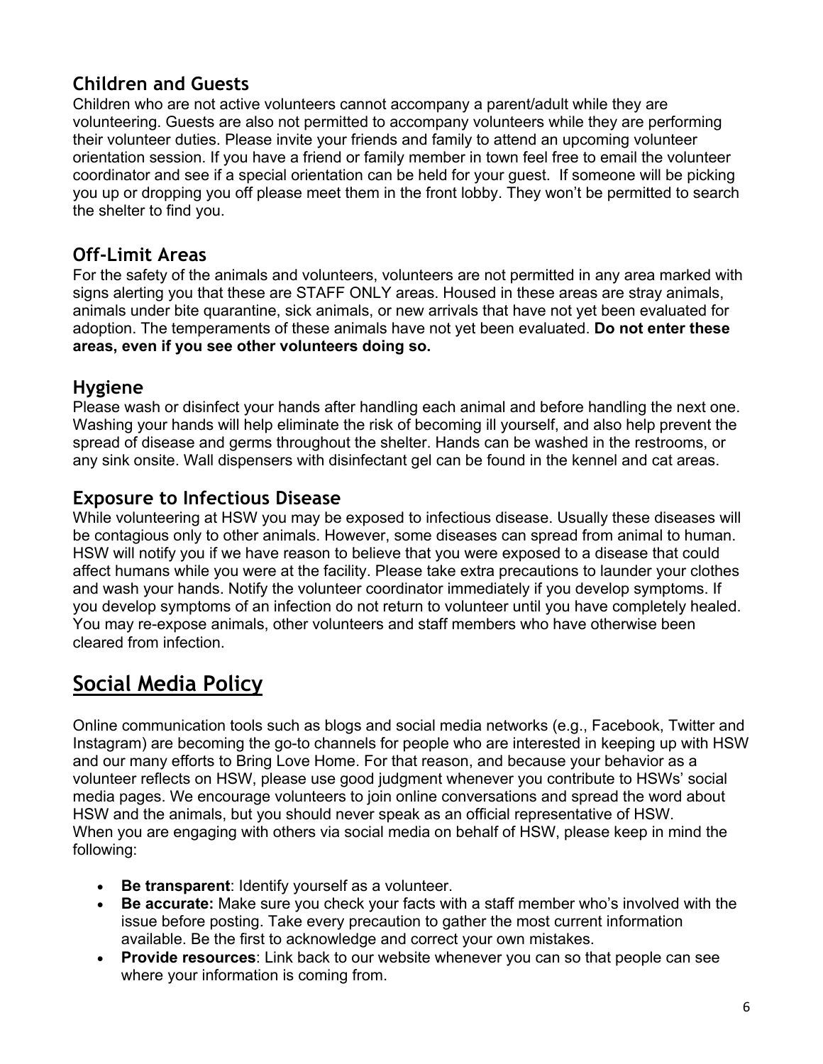### Children and Guests

Children who are not active volunteers cannot accompany a parent/adult while they are volunteering. Guests are also not permitted to accompany volunteers while they are performing their volunteer duties. Please invite your friends and family to attend an upcoming volunteer orientation session. If you have a friend or family member in town feel free to email the volunteer coordinator and see if a special orientation can be held for your guest. If someone will be picking you up or dropping you off please meet them in the front lobby. They won't be permitted to search the shelter to find you.

### Off-Limit Areas

For the safety of the animals and volunteers, volunteers are not permitted in any area marked with signs alerting you that these are STAFF ONLY areas. Housed in these areas are stray animals, animals under bite quarantine, sick animals, or new arrivals that have not yet been evaluated for adoption. The temperaments of these animals have not yet been evaluated. **Do not enter these areas, even if you see other volunteers doing so.**

### Hygiene

Please wash or disinfect your hands after handling each animal and before handling the next one. Washing your hands will help eliminate the risk of becoming ill yourself, and also help prevent the spread of disease and germs throughout the shelter. Hands can be washed in the restrooms, or any sink onsite. Wall dispensers with disinfectant gel can be found in the kennel and cat areas.

### Exposure to Infectious Disease

While volunteering at HSW you may be exposed to infectious disease. Usually these diseases will be contagious only to other animals. However, some diseases can spread from animal to human. HSW will notify you if we have reason to believe that you were exposed to a disease that could affect humans while you were at the facility. Please take extra precautions to launder your clothes and wash your hands. Notify the volunteer coordinator immediately if you develop symptoms. If you develop symptoms of an infection do not return to volunteer until you have completely healed. You may re-expose animals, other volunteers and staff members who have otherwise been cleared from infection.

## Social Media Policy

Online communication tools such as blogs and social media networks (e.g., Facebook, Twitter and Instagram) are becoming the go-to channels for people who are interested in keeping up with HSW and our many efforts to Bring Love Home. For that reason, and because your behavior as a volunteer reflects on HSW, please use good judgment whenever you contribute to HSWs' social media pages. We encourage volunteers to join online conversations and spread the word about HSW and the animals, but you should never speak as an official representative of HSW.
When you are engaging with others via social media on behalf of HSW, please keep in mind the following:

- **Be transparent**: Identify yourself as a volunteer.
- **Be accurate:** Make sure you check your facts with a staff member who's involved with the issue before posting. Take every precaution to gather the most current information available. Be the first to acknowledge and correct your own mistakes.
- **Provide resources**: Link back to our website whenever you can so that people can see where your information is coming from.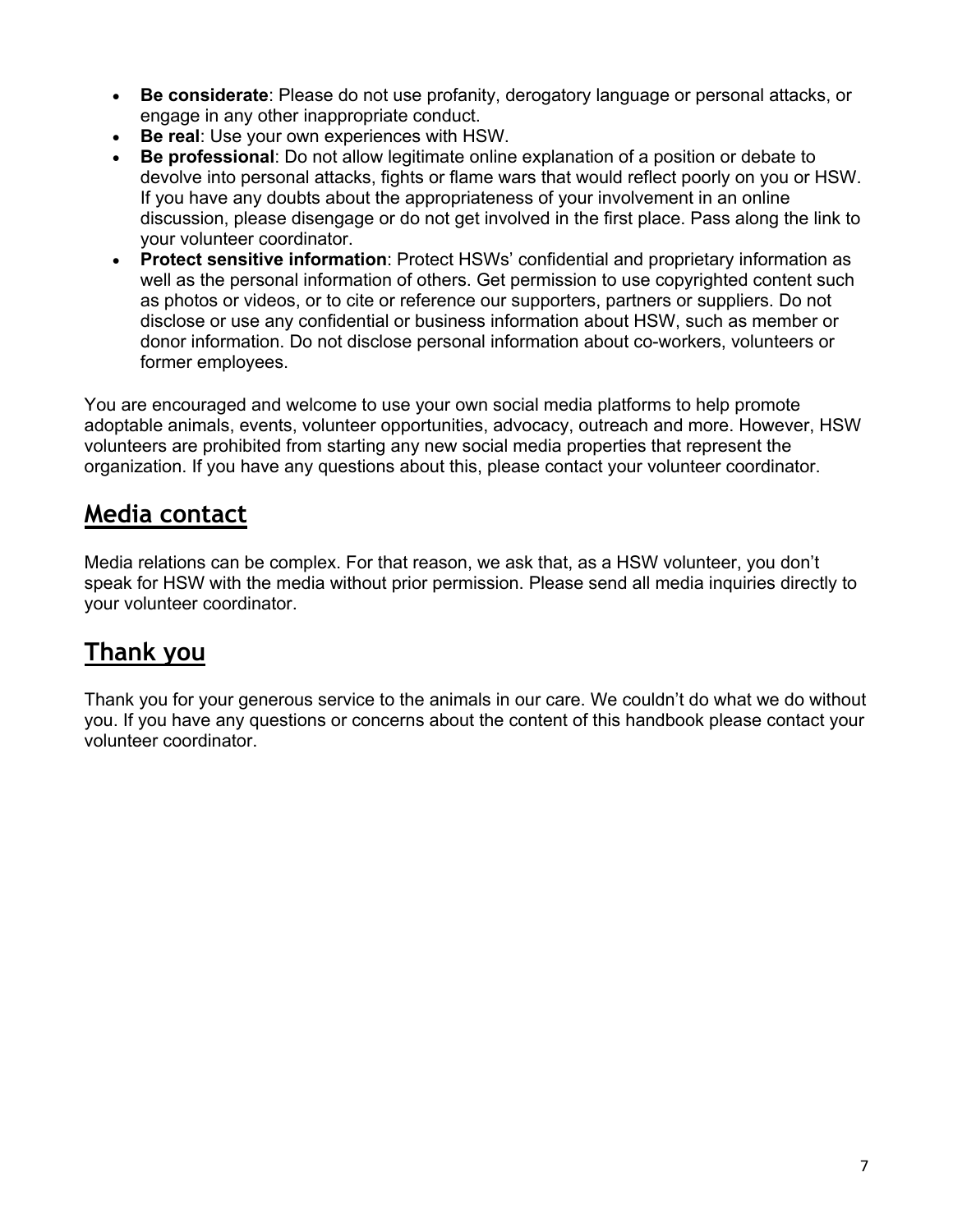- **Be considerate**: Please do not use profanity, derogatory language or personal attacks, or engage in any other inappropriate conduct.
- **Be real**: Use your own experiences with HSW.
- **Be professional**: Do not allow legitimate online explanation of a position or debate to devolve into personal attacks, fights or flame wars that would reflect poorly on you or HSW. If you have any doubts about the appropriateness of your involvement in an online discussion, please disengage or do not get involved in the first place. Pass along the link to your volunteer coordinator.
- **Protect sensitive information**: Protect HSWs' confidential and proprietary information as well as the personal information of others. Get permission to use copyrighted content such as photos or videos, or to cite or reference our supporters, partners or suppliers. Do not disclose or use any confidential or business information about HSW, such as member or donor information. Do not disclose personal information about co-workers, volunteers or former employees.

You are encouraged and welcome to use your own social media platforms to help promote adoptable animals, events, volunteer opportunities, advocacy, outreach and more. However, HSW volunteers are prohibited from starting any new social media properties that represent the organization. If you have any questions about this, please contact your volunteer coordinator.

## Media contact

Media relations can be complex. For that reason, we ask that, as a HSW volunteer, you don't speak for HSW with the media without prior permission. Please send all media inquiries directly to your volunteer coordinator.

## Thank you

Thank you for your generous service to the animals in our care. We couldn't do what we do without you. If you have any questions or concerns about the content of this handbook please contact your volunteer coordinator.